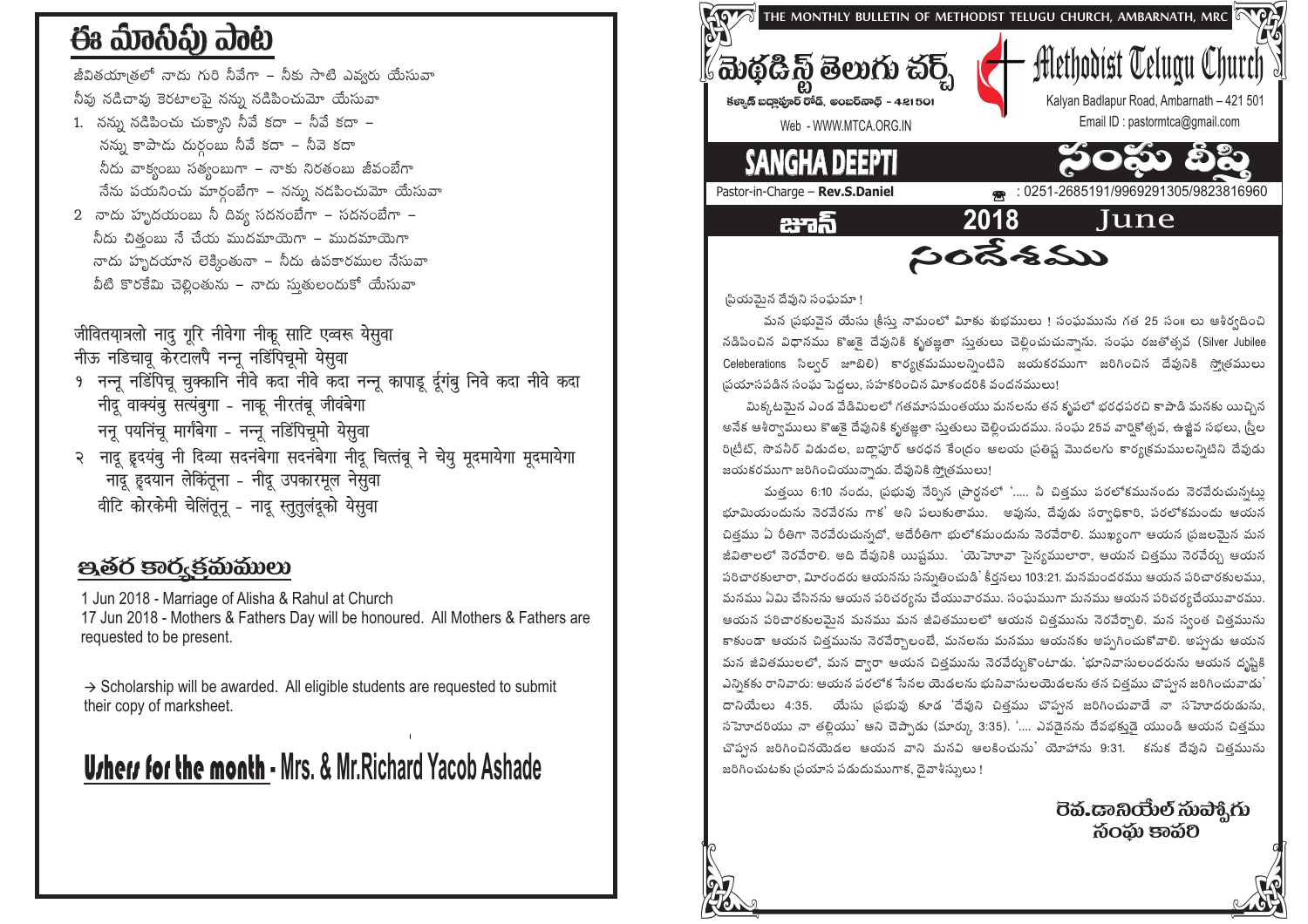# ఈ మాసపు పాట

జీవితయాత్రలో నాదు గురి నీవేగా – నీకు సాటి ఎవ్వరు యేసువా
నీవు నడిచావు కెరటాలపై నన్ను నడిపించుమో యేసువా

1. నన్ను నడిపించు చుక్కాని నీవే కదా – నీవే కదా –
   నన్ను కాపాడు దుర్గంబు నీవే కదా – నీవె కదా
   నీదు వాక్యంబు సత్యంబుగా – నాకు నిరతంబు జీవంబేగా
   నేను పయనించు మార్గంబేగా – నన్ను నడపించుమో యేసువా
2. నాదు హృదయంబు నీ దివ్య సదనంబేగా – సదనంబేగా –
   నీదు చిత్తంబు నే చేయ ముదమాయెగా – ముదమాయెగా
   నాదు హృదయాన లెక్కింతునా – నీదు ఉపకారముల నేసువా
   వీటి కొరకేమి చెల్లింతును – నాదు స్తుతులందుకో యేసువా

जीवितयात्रलो नादु गूरि नीवेगा नीकू साटि एव्वरू येसुवा
नीऊ नडिचावू केरटालपै नन्नू नडिपिंचूमो येसुवा

१ नन्नू नडिंपिंचू चुक्कानि नीवे कदा नीवे कदा नन्नू कापाडू दुर्गंबु निवे कदा नीवे कदा
   नीदू वाक्यंबु सत्यंबुगा - नाकू नीरतंबू जीवंबेगा
   ननू पयनिंचू मार्गंबेगा - नन्नू नडिंपिचूमो येसुवा
२ नादू ह्रदयंबु नी दिव्या सदनंबेगा सदनंबेगा नीदू चित्तंबू ने चेयु मूदमायेगा मूदमायेगा
   नादू ह्रदयान लेकिंतूना - नीदू उपकारमूल नेसुवा
   वीटि कोरकेमी चेलिंतूनू - नादू स्तुतुलंदूको येसुवा

## ఇతర కార్యక్రమములు

1 Jun 2018 - Marriage of Alisha & Rahul at Church
17 Jun 2018 - Mothers & Fathers Day will be honoured. All Mothers & Fathers are requested to be present.

→ Scholarship will be awarded. All eligible students are requested to submit their copy of marksheet.

## Ushers for the month - Mrs. & Mr.Richard Yacob Ashade

THE MONTHLY BULLETIN OF METHODIST TELUGU CHURCH, AMBARNATH, MRC

# మెథడిస్ట్ తెలుగు చర్చ్ / Methodist Telugu Church

కళ్యాణ్ బద్లాపూర్ రోడ్, అంబర్‌నాథ్ - 421501
Kalyan Badlapur Road, Ambarnath – 421 501
Web - WWW.MTCA.ORG.IN
Email ID : pastormtca@gmail.com

# SANGHA DEEPTI / సంఘ దీప్తి

Pastor-in-Charge – **Rev.S.Daniel**
☎ : 0251-2685191/9969291305/9823816960

జూన్ 2018 June

## సందేశము

ప్రియమైన దేవుని సంఘమా !

మన ప్రభువైన యేసు క్రీస్తు నామంలో మీకు శుభములు ! సంఘమును గత 25 సం॥ లు ఆశీర్వదించి నడిపించిన విధానము కొఱకై దేవునికి కృతజ్ఞతా స్తుతులు చెల్లించుచున్నాను. సంఘ రజతోత్సవ (Silver Jubilee Celeberations సిల్వర్ జూబిలి) కార్యక్రమములన్నింటిని జయకరముగా జరిగించిన దేవునికి స్తోత్రములు ప్రయాసపడిన సంఘ పెద్దలు, సహకరించిన మీకందరికి వందనములు!

మిక్కుటమైన ఎండ వేడిమిలలో గతమాసమంతయు మనలను తన కృపలో భద్రపరచి కాపాడి మనకు యిచ్చిన అనేక ఆశీర్వాదములు కొఱకై దేవునికి కృతజ్ఞతా స్తుతులు చెల్లించుదము. సంఘ 25వ వార్షికోత్సవ, ఉజ్జీవ సభలు, స్త్రీల రిట్రీట్, సావనీర్ విడుదల, బద్లాపూర్ ఆరధన కేంద్రం ఆలయ ప్రతిష్ఠ మొదలగు కార్యక్రమములన్నిటిని దేవుడు జయకరముగా జరిగించియున్నాడు. దేవునికి స్తోత్రములు!

మత్తయి 6:10 నందు, ప్రభువు నేర్పిన ప్రార్థనలో '..... నీ చిత్తము పరలోకమునందు నెరవేరుచున్నట్లు భూమియందును నెరవేరును గాక' అని పలుకుతాము. అవును, దేవుడు సర్వాధికారి, పరలోకమందు ఆయన చిత్తము ఏ రీతిగా నెరవేరుచున్నదో, అదేరీతిగా భులోకమందును నెరవేరాలి. ముఖ్యంగా ఆయన ప్రజలమైన మన జీవితాలలో నెరవేరాలి. అది దేవునికి యిష్టము. 'యెహోవా సైన్యములారా, ఆయన చిత్తము నెరవేర్చు ఆయన పరిచారకులారా, మీరందరు ఆయనను సన్నుతించుడి' కీర్తనలు 103:21. మనమందరము ఆయన పరిచారకులము, మనము ఏమి చేసినను ఆయన పరిచర్యను చేయువారము. సంఘముగా మనము ఆయన పరిచర్యచేయువారము. ఆయన పరిచారకులమైన మనము మన జీవితములలో ఆయన చిత్తమును నెరవేర్చాలి. మన స్వంత చిత్తమును కాకుండా ఆయన చిత్తమును నెరవేర్చాలంటే, మనలను మనము ఆయనకు అప్పగించుకోవాలి. అప్పడు ఆయన మన జీవితములలో, మన ద్వారా ఆయన చిత్తమును నెరవేర్చుకొంటాడు. 'భూనివాసులందరును ఆయన దృష్టికి ఎన్నికకు రానివారు: ఆయన పరలోక సేనల యెడలను భునివాసులయెడలను తన చిత్తము చొప్పున జరిగించువాడు' దానియేలు 4:35. యేసు ప్రభువు కూడ 'దేవుని చిత్తము చొప్పున జరిగించువాడే నా సహోదరుడును, సహోదరియు నా తల్లియు' అని చెప్పాడు (మార్కు 3:35). '.... ఎవడైనను దేవభక్తుడై యుండి ఆయన చిత్తము చొప్పున జరిగించినయెడల ఆయన వాని మనవి ఆలకించును' యోహాను 9:31. కనుక దేవుని చిత్తమును జరిగించుటకు ప్రయాస పడుదుముగాక, దైవాశీస్సులు !

రెవ.డానియేల్ సుప్పోగు
సంఘ కాపరి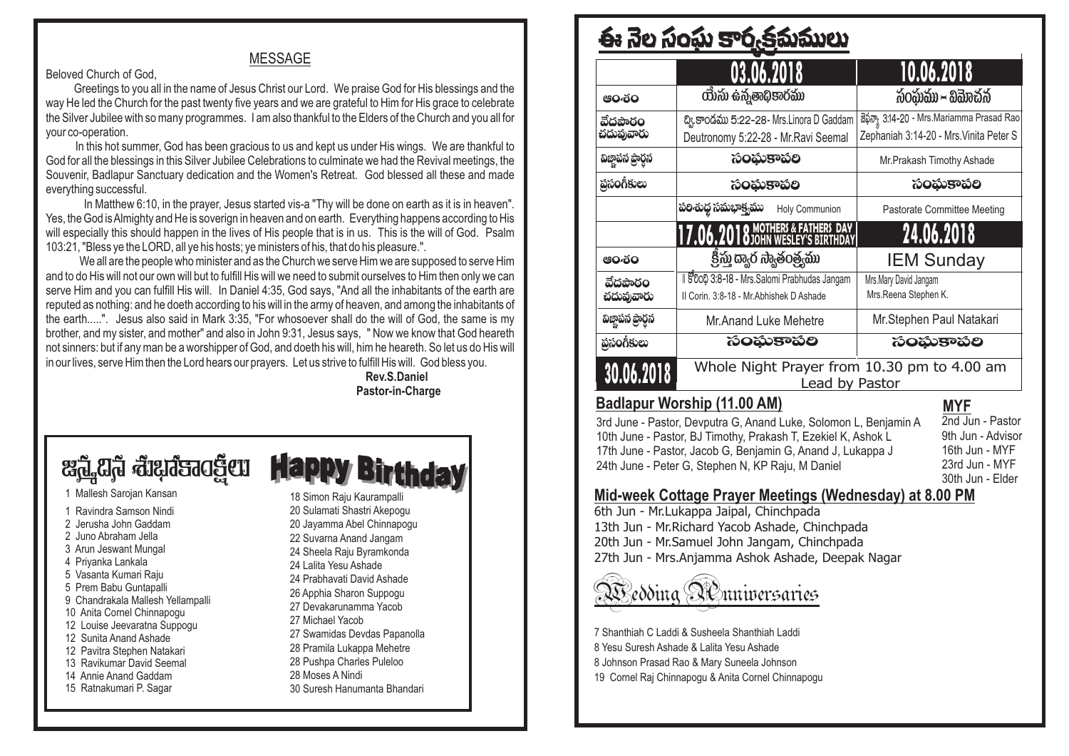## MESSAGE

Beloved Church of God,

Greetings to you all in the name of Jesus Christ our Lord. We praise God for His blessings and the way He led the Church for the past twenty five years and we are grateful to Him for His grace to celebrate the Silver Jubilee with so many programmes. I am also thankful to the Elders of the Church and you all for your co-operation.

In this hot summer, God has been gracious to us and kept us under His wings. We are thankful to God for all the blessings in this Silver Jubilee Celebrations to culminate we had the Revival meetings, the Souvenir, Badlapur Sanctuary dedication and the Women's Retreat. God blessed all these and made everything successful.

In Matthew 6:10, in the prayer, Jesus started vis-a "Thy will be done on earth as it is in heaven". Yes, the God is Almighty and He is soverign in heaven and on earth. Everything happens according to His will especially this should happen in the lives of His people that is in us. This is the will of God. Psalm 103:21, "Bless ye the LORD, all ye his hosts; ye ministers of his, that do his pleasure.".

We all are the people who minister and as the Church we serve Him we are supposed to serve Him and to do His will not our own will but to fulfill His will we need to submit ourselves to Him then only we can serve Him and you can fulfill His will. In Daniel 4:35, God says, "And all the inhabitants of the earth are reputed as nothing: and he doeth according to his will in the army of heaven, and among the inhabitants of the earth.....". Jesus also said in Mark 3:35, "For whosoever shall do the will of God, the same is my brother, and my sister, and mother" and also in John 9:31, Jesus says, " Now we know that God heareth not sinners: but if any man be a worshipper of God, and doeth his will, him he heareth. So let us do His will in our lives, serve Him then the Lord hears our prayers. Let us strive to fulfill His will. God bless you.

**Rev.S.Daniel**
**Pastor-in-Charge**

## జన్మదిన శుభాకాంక్షలు Happy Birthday

1 Mallesh Sarojan Kansan
1 Ravindra Samson Nindi
2 Jerusha John Gaddam
2 Juno Abraham Jella
3 Arun Jeswant Mungal
4 Priyanka Lankala
5 Vasanta Kumari Raju
5 Prem Babu Guntapalli
9 Chandrakala Mallesh Yellampalli
10 Anita Cornel Chinnapogu
12 Louise Jeevaratna Suppogu
12 Sunita Anand Ashade
12 Pavitra Stephen Natakari
13 Ravikumar David Seemal
14 Annie Anand Gaddam
15 Ratnakumari P. Sagar
18 Simon Raju Kaurampalli
20 Sulamati Shastri Akepogu
20 Jayamma Abel Chinnapogu
22 Suvarna Anand Jangam
24 Sheela Raju Byramkonda
24 Lalita Yesu Ashade
24 Prabhavati David Ashade
26 Apphia Sharon Suppogu
27 Devakarunamma Yacob
27 Michael Yacob
27 Swamidas Devdas Papanolla
28 Pramila Lukappa Mehetre
28 Pushpa Charles Puleloo
28 Moses A Nindi
30 Suresh Hanumanta Bhandari

## ఈ నెల సంఘ కార్యక్రమములు

| | 03.06.2018 | 10.06.2018 |
|---|---|---|
| ఆం:శం | యేసు ఉన్నతాధికారము | సంఘము – విమోచన |
| వేదపాఠం చదువువారు | ద్వి.కాండము 5:22-28- Mrs.Linora D Gaddam<br>Deutronomy 5:22-28 - Mr.Ravi Seemal | జెఫన్యా 3:14-20 - Mrs.Mariamma Prasad Rao<br>Zephaniah 3:14-20 - Mrs.Vinita Peter S |
| విజ్ఞాపన ప్రార్థన | సంఘకాపరి | Mr.Prakash Timothy Ashade |
| ప్రసంగీకులు | సంఘకాపరి | సంఘకాపరి |
| | పరిశుద్ధ సమభాక్తము Holy Communion | Pastorate Committee Meeting |
| | 17.06.2018 MOTHERS & FATHERS DAY JOHN WESLEY'S BIRTHDAY | 24.06.2018 |
| ఆం:శం | క్రీస్తు ద్వార స్వాతంత్ర్యము | IEM Sunday |
| వేదపాఠం చదువువారు | II కొరింథీ 3:8-18 - Mrs.Salomi Prabhudas Jangam<br>II Corin. 3:8-18 - Mr.Abhishek D Ashade | Mrs.Mary David Jangam<br>Mrs.Reena Stephen K. |
| విజ్ఞాపన ప్రార్థన | Mr.Anand Luke Mehetre | Mr.Stephen Paul Natakari |
| ప్రసంగీకులు | సంఘకాపరి | సంఘకాపరి |
| 30.06.2018 | Whole Night Prayer from 10.30 pm to 4.00 am Lead by Pastor | |

### Badlapur Worship (11.00 AM)

3rd June - Pastor, Devputra G, Anand Luke, Solomon L, Benjamin A
10th June - Pastor, BJ Timothy, Prakash T, Ezekiel K, Ashok L
17th June - Pastor, Jacob G, Benjamin G, Anand J, Lukappa J
24th June - Peter G, Stephen N, KP Raju, M Daniel

### MYF

2nd Jun - Pastor
9th Jun - Advisor
16th Jun - MYF
23rd Jun - MYF
30th Jun - Elder

### Mid-week Cottage Prayer Meetings (Wednesday) at 8.00 PM

6th Jun - Mr.Lukappa Jaipal, Chinchpada
13th Jun - Mr.Richard Yacob Ashade, Chinchpada
20th Jun - Mr.Samuel John Jangam, Chinchpada
27th Jun - Mrs.Anjamma Ashok Ashade, Deepak Nagar

### Wedding Anniversaries

7 Shanthiah C Laddi & Susheela Shanthiah Laddi
8 Yesu Suresh Ashade & Lalita Yesu Ashade
8 Johnson Prasad Rao & Mary Suneela Johnson
19 Cornel Raj Chinnapogu & Anita Cornel Chinnapogu